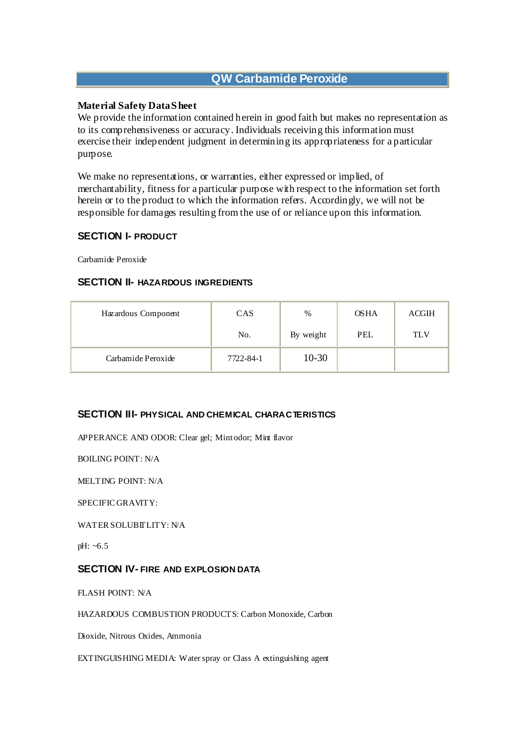# QW Carbamide Peroxide

**Material Safety Data Sheet**
We provide the information contained herein in good faith but makes no representation as to its comprehensiveness or accuracy. Individuals receiving this information must exercise their independent judgment in determining its appropriateness for a particular purpose.

We make no representations, or warranties, either expressed or implied, of merchantability, fitness for a particular purpose with respect to the information set forth herein or to the product to which the information refers. Accordingly, we will not be responsible for damages resulting from the use of or reliance upon this information.

## SECTION I- PRODUCT

Carbamide Peroxide

## SECTION II- HAZARDOUS INGREDIENTS

| Hazardous Component | CAS No. | % By weight | OSHA PEL | ACGIH TLV |
|---|---|---|---|---|
| Carbamide Peroxide | 7722-84-1 | 10-30 | | |

## SECTION III- PHYSICAL AND CHEMICAL CHARACTERISTICS

APPERANCE AND ODOR: Clear gel; Mint odor; Mint flavor

BOILING POINT: N/A

MELTING POINT: N/A

SPECIFIC GRAVITY:

WATER SOLUBITLITY: N/A

pH: ~6.5

## SECTION IV- FIRE AND EXPLOSION DATA

FLASH POINT: N/A

HAZARDOUS COMBUSTION PRODUCTS: Carbon Monoxide, Carbon

Dioxide, Nitrous Oxides, Ammonia

EXTINGUISHING MEDIA: Water spray or Class A extinguishing agent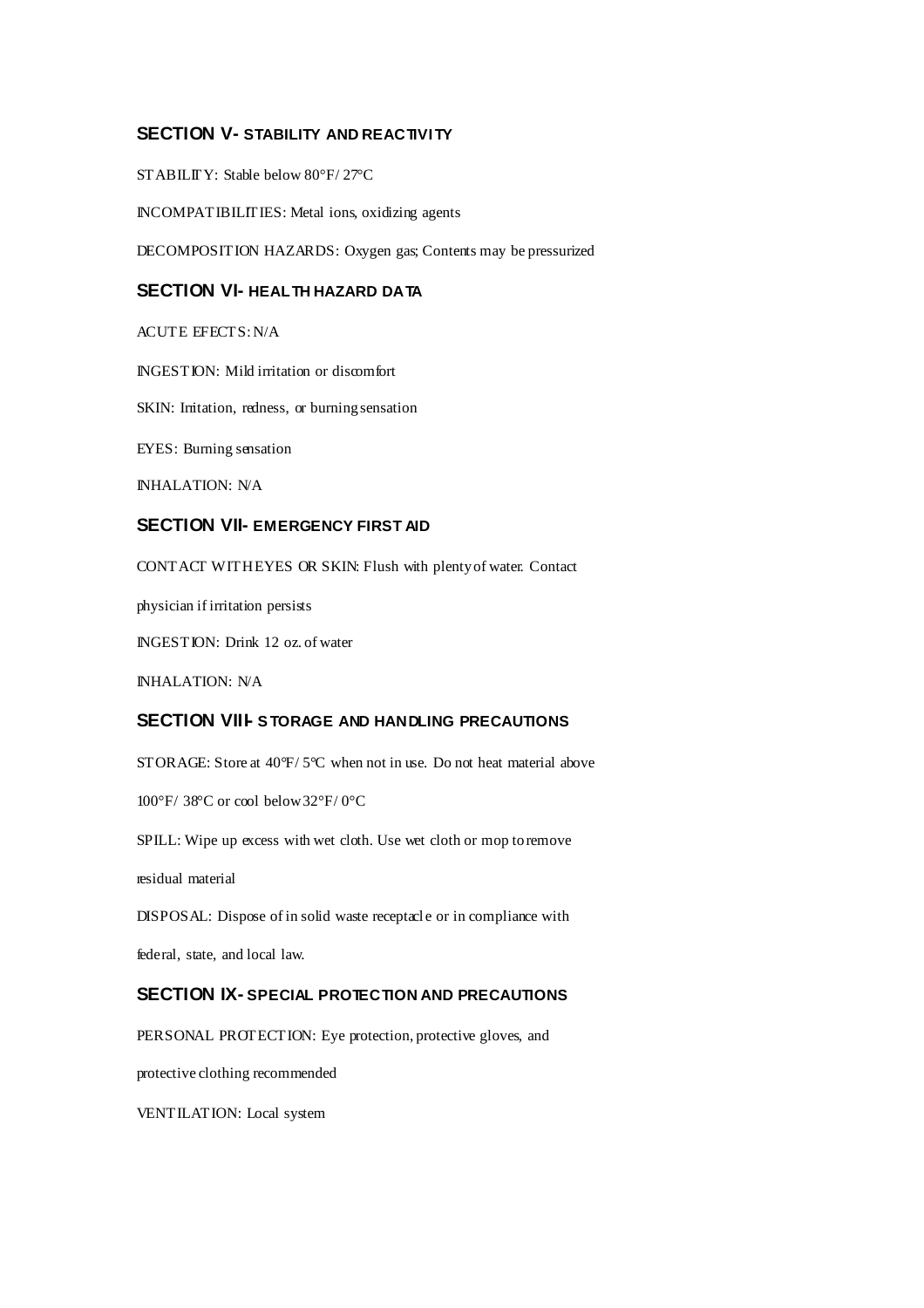## SECTION V- STABILITY AND REACTIVITY

STABILITY: Stable below 80°F/ 27°C

INCOMPATIBILITIES: Metal ions, oxidizing agents

DECOMPOSITION HAZARDS: Oxygen gas; Contents may be pressurized

## SECTION VI- HEALTH HAZARD DATA

ACUTE EFECTS: N/A

INGESTION: Mild irritation or discomfort

SKIN: Irritation, redness, or burning sensation

EYES: Burning sensation

INHALATION: N/A

## SECTION VII- EMERGENCY FIRST AID

CONTACT WITH EYES OR SKIN: Flush with plenty of water. Contact physician if irritation persists

INGESTION: Drink 12 oz. of water

INHALATION: N/A

## SECTION VIII- STORAGE AND HANDLING PRECAUTIONS

STORAGE: Store at 40°F/ 5°C when not in use. Do not heat material above 100°F/ 38°C or cool below 32°F/ 0°C

SPILL: Wipe up excess with wet cloth. Use wet cloth or mop to remove residual material

DISPOSAL: Dispose of in solid waste receptacle or in compliance with federal, state, and local law.

## SECTION IX- SPECIAL PROTECTION AND PRECAUTIONS

PERSONAL PROTECTION: Eye protection, protective gloves, and protective clothing recommended

VENTILATION: Local system